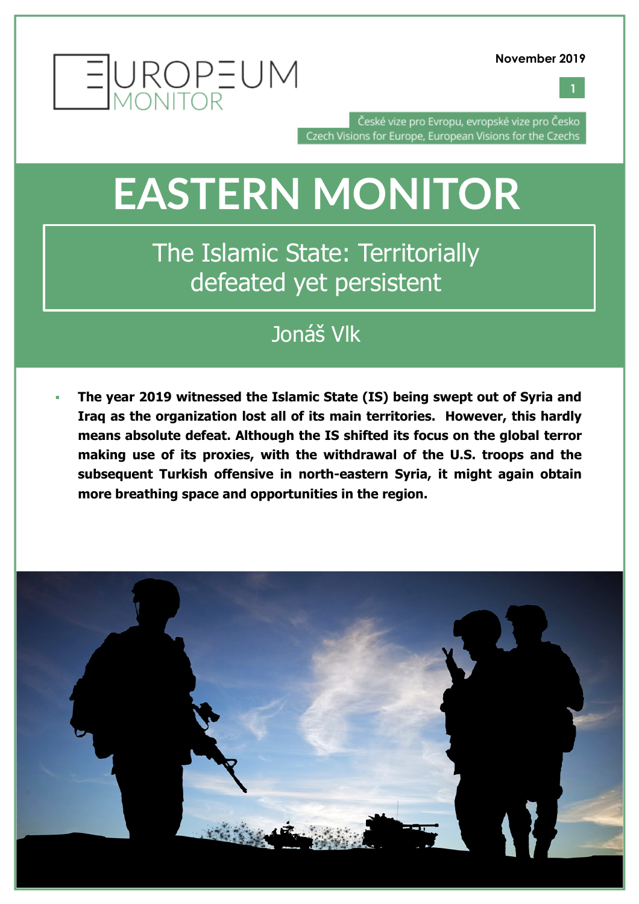EUROPEUM MONITOR

November 2019

České vize pro Evropu, evropské vize pro Česko
Czech Visions for Europe, European Visions for the Czechs

# EASTERN MONITOR

## The Islamic State: Territorially defeated yet persistent

Jonáš Vlk

- **The year 2019 witnessed the Islamic State (IS) being swept out of Syria and Iraq as the organization lost all of its main territories. However, this hardly means absolute defeat. Although the IS shifted its focus on the global terror making use of its proxies, with the withdrawal of the U.S. troops and the subsequent Turkish offensive in north-eastern Syria, it might again obtain more breathing space and opportunities in the region.**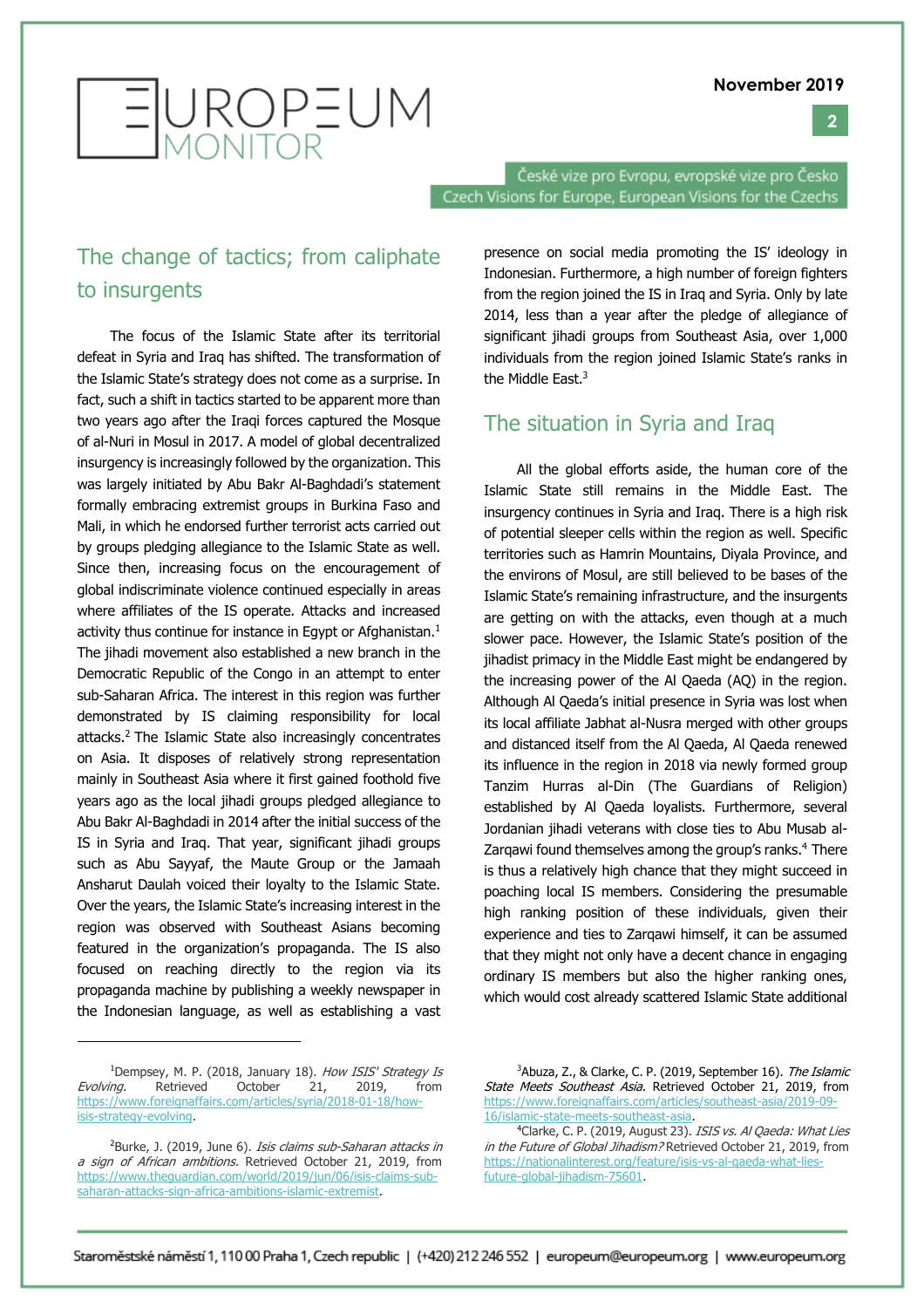## The change of tactics; from caliphate to insurgents

The focus of the Islamic State after its territorial defeat in Syria and Iraq has shifted. The transformation of the Islamic State's strategy does not come as a surprise. In fact, such a shift in tactics started to be apparent more than two years ago after the Iraqi forces captured the Mosque of al-Nuri in Mosul in 2017. A model of global decentralized insurgency is increasingly followed by the organization. This was largely initiated by Abu Bakr Al-Baghdadi's statement formally embracing extremist groups in Burkina Faso and Mali, in which he endorsed further terrorist acts carried out by groups pledging allegiance to the Islamic State as well. Since then, increasing focus on the encouragement of global indiscriminate violence continued especially in areas where affiliates of the IS operate. Attacks and increased activity thus continue for instance in Egypt or Afghanistan.[1] The jihadi movement also established a new branch in the Democratic Republic of the Congo in an attempt to enter sub-Saharan Africa. The interest in this region was further demonstrated by IS claiming responsibility for local attacks.[2] The Islamic State also increasingly concentrates on Asia. It disposes of relatively strong representation mainly in Southeast Asia where it first gained foothold five years ago as the local jihadi groups pledged allegiance to Abu Bakr Al-Baghdadi in 2014 after the initial success of the IS in Syria and Iraq. That year, significant jihadi groups such as Abu Sayyaf, the Maute Group or the Jamaah Ansharut Daulah voiced their loyalty to the Islamic State. Over the years, the Islamic State's increasing interest in the region was observed with Southeast Asians becoming featured in the organization's propaganda. The IS also focused on reaching directly to the region via its propaganda machine by publishing a weekly newspaper in the Indonesian language, as well as establishing a vast presence on social media promoting the IS' ideology in Indonesian. Furthermore, a high number of foreign fighters from the region joined the IS in Iraq and Syria. Only by late 2014, less than a year after the pledge of allegiance of significant jihadi groups from Southeast Asia, over 1,000 individuals from the region joined Islamic State's ranks in the Middle East.[3]

## The situation in Syria and Iraq

All the global efforts aside, the human core of the Islamic State still remains in the Middle East. The insurgency continues in Syria and Iraq. There is a high risk of potential sleeper cells within the region as well. Specific territories such as Hamrin Mountains, Diyala Province, and the environs of Mosul, are still believed to be bases of the Islamic State's remaining infrastructure, and the insurgents are getting on with the attacks, even though at a much slower pace. However, the Islamic State's position of the jihadist primacy in the Middle East might be endangered by the increasing power of the Al Qaeda (AQ) in the region. Although Al Qaeda's initial presence in Syria was lost when its local affiliate Jabhat al-Nusra merged with other groups and distanced itself from the Al Qaeda, Al Qaeda renewed its influence in the region in 2018 via newly formed group Tanzim Hurras al-Din (The Guardians of Religion) established by Al Qaeda loyalists. Furthermore, several Jordanian jihadi veterans with close ties to Abu Musab al-Zarqawi found themselves among the group's ranks.[4] There is thus a relatively high chance that they might succeed in poaching local IS members. Considering the presumable high ranking position of these individuals, given their experience and ties to Zarqawi himself, it can be assumed that they might not only have a decent chance in engaging ordinary IS members but also the higher ranking ones, which would cost already scattered Islamic State additional

---

[1] Dempsey, M. P. (2018, January 18). *How ISIS' Strategy Is Evolving.* Retrieved October 21, 2019, from https://www.foreignaffairs.com/articles/syria/2018-01-18/how-isis-strategy-evolving.

[2] Burke, J. (2019, June 6). *Isis claims sub-Saharan attacks in a sign of African ambitions.* Retrieved October 21, 2019, from https://www.theguardian.com/world/2019/jun/06/isis-claims-sub-saharan-attacks-sign-africa-ambitions-islamic-extremist.

[3] Abuza, Z., & Clarke, C. P. (2019, September 16). *The Islamic State Meets Southeast Asia.* Retrieved October 21, 2019, from https://www.foreignaffairs.com/articles/southeast-asia/2019-09-16/islamic-state-meets-southeast-asia.

[4] Clarke, C. P. (2019, August 23). *ISIS vs. Al Qaeda: What Lies in the Future of Global Jihadism?* Retrieved October 21, 2019, from https://nationalinterest.org/feature/isis-vs-al-qaeda-what-lies-future-global-jihadism-75601.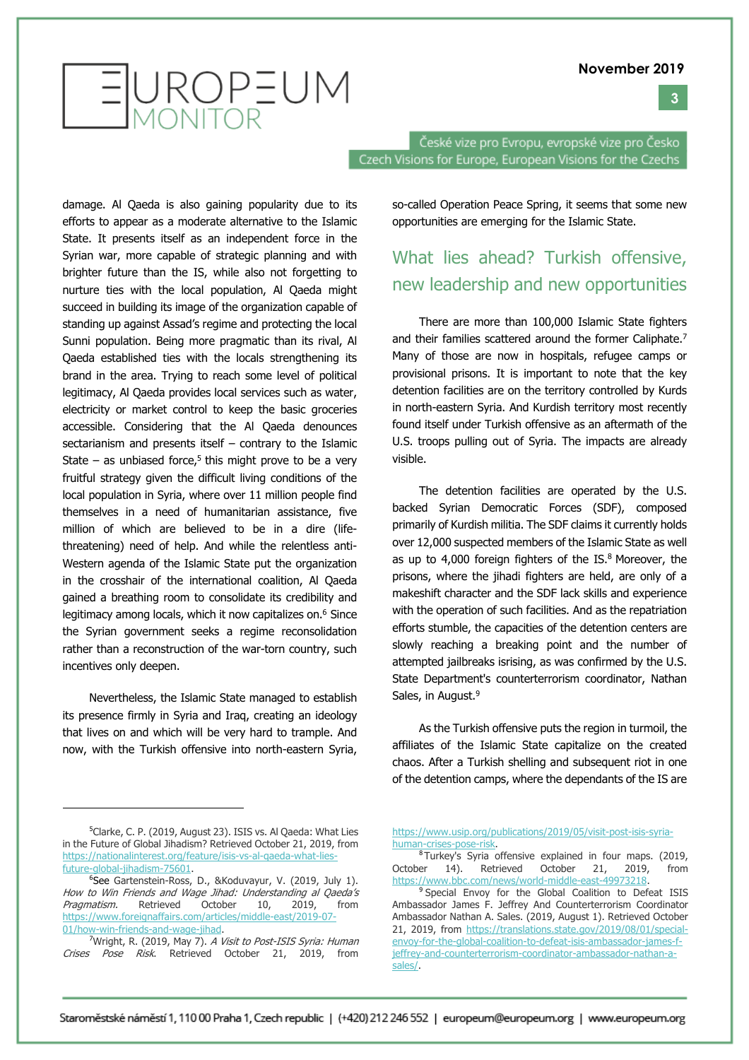damage. Al Qaeda is also gaining popularity due to its efforts to appear as a moderate alternative to the Islamic State. It presents itself as an independent force in the Syrian war, more capable of strategic planning and with brighter future than the IS, while also not forgetting to nurture ties with the local population, Al Qaeda might succeed in building its image of the organization capable of standing up against Assad's regime and protecting the local Sunni population. Being more pragmatic than its rival, Al Qaeda established ties with the locals strengthening its brand in the area. Trying to reach some level of political legitimacy, Al Qaeda provides local services such as water, electricity or market control to keep the basic groceries accessible. Considering that the Al Qaeda denounces sectarianism and presents itself – contrary to the Islamic State – as unbiased force,[5] this might prove to be a very fruitful strategy given the difficult living conditions of the local population in Syria, where over 11 million people find themselves in a need of humanitarian assistance, five million of which are believed to be in a dire (life-threatening) need of help. And while the relentless anti-Western agenda of the Islamic State put the organization in the crosshair of the international coalition, Al Qaeda gained a breathing room to consolidate its credibility and legitimacy among locals, which it now capitalizes on.[6] Since the Syrian government seeks a regime reconsolidation rather than a reconstruction of the war-torn country, such incentives only deepen.

Nevertheless, the Islamic State managed to establish its presence firmly in Syria and Iraq, creating an ideology that lives on and which will be very hard to trample. And now, with the Turkish offensive into north-eastern Syria, so-called Operation Peace Spring, it seems that some new opportunities are emerging for the Islamic State.

## What lies ahead? Turkish offensive, new leadership and new opportunities

There are more than 100,000 Islamic State fighters and their families scattered around the former Caliphate.[7] Many of those are now in hospitals, refugee camps or provisional prisons. It is important to note that the key detention facilities are on the territory controlled by Kurds in north-eastern Syria. And Kurdish territory most recently found itself under Turkish offensive as an aftermath of the U.S. troops pulling out of Syria. The impacts are already visible.

The detention facilities are operated by the U.S. backed Syrian Democratic Forces (SDF), composed primarily of Kurdish militia. The SDF claims it currently holds over 12,000 suspected members of the Islamic State as well as up to 4,000 foreign fighters of the IS.[8] Moreover, the prisons, where the jihadi fighters are held, are only of a makeshift character and the SDF lack skills and experience with the operation of such facilities. And as the repatriation efforts stumble, the capacities of the detention centers are slowly reaching a breaking point and the number of attempted jailbreaks isrising, as was confirmed by the U.S. State Department's counterterrorism coordinator, Nathan Sales, in August.[9]

As the Turkish offensive puts the region in turmoil, the affiliates of the Islamic State capitalize on the created chaos. After a Turkish shelling and subsequent riot in one of the detention camps, where the dependants of the IS are

---

[5] Clarke, C. P. (2019, August 23). ISIS vs. Al Qaeda: What Lies in the Future of Global Jihadism? Retrieved October 21, 2019, from https://nationalinterest.org/feature/isis-vs-al-qaeda-what-lies-future-global-jihadism-75601.

[6] See Gartenstein-Ross, D., &Koduvayur, V. (2019, July 1). *How to Win Friends and Wage Jihad: Understanding al Qaeda's Pragmatism.* Retrieved October 10, 2019, from https://www.foreignaffairs.com/articles/middle-east/2019-07-01/how-win-friends-and-wage-jihad.

[7] Wright, R. (2019, May 7). *A Visit to Post-ISIS Syria: Human Crises Pose Risk.* Retrieved October 21, 2019, from https://www.usip.org/publications/2019/05/visit-post-isis-syria-human-crises-pose-risk.

[8] Turkey's Syria offensive explained in four maps. (2019, October 14). Retrieved October 21, 2019, from https://www.bbc.com/news/world-middle-east-49973218.

[9] Special Envoy for the Global Coalition to Defeat ISIS Ambassador James F. Jeffrey And Counterterrorism Coordinator Ambassador Nathan A. Sales. (2019, August 1). Retrieved October 21, 2019, from https://translations.state.gov/2019/08/01/special-envoy-for-the-global-coalition-to-defeat-isis-ambassador-james-f-jeffrey-and-counterterrorism-coordinator-ambassador-nathan-a-sales/.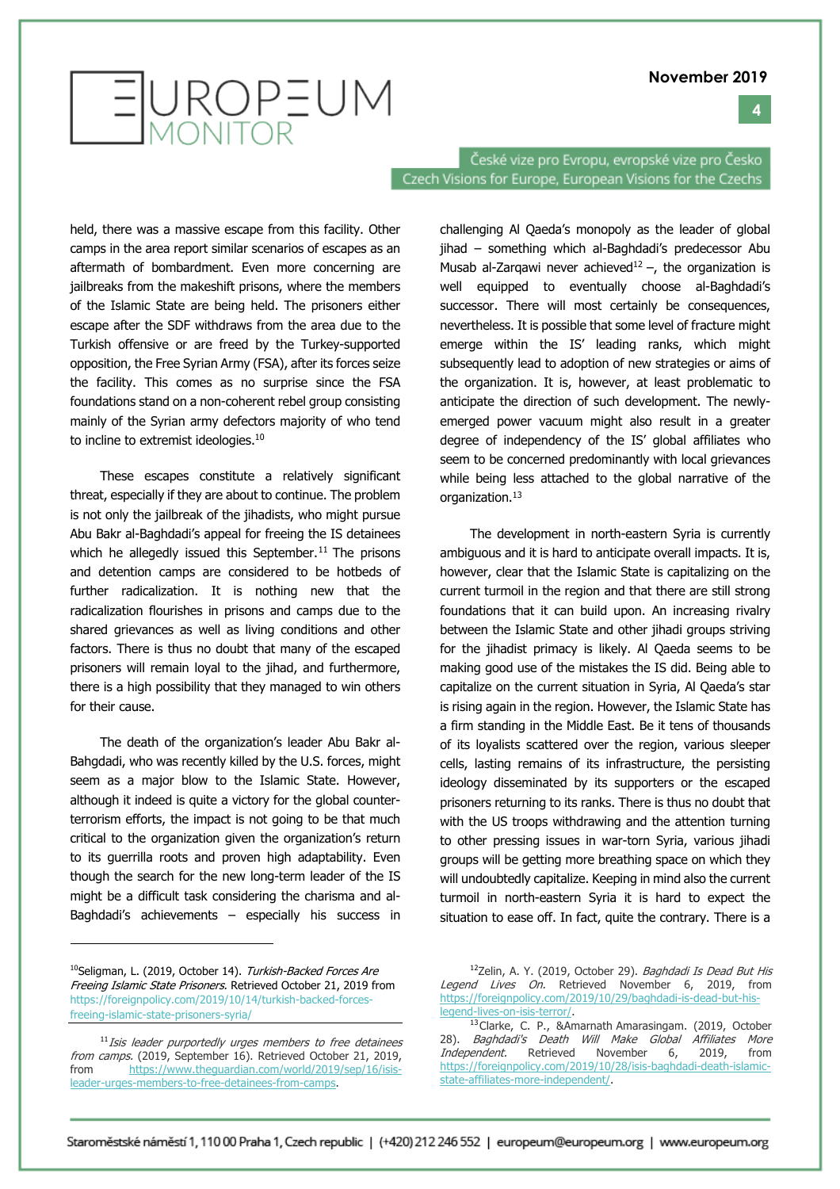held, there was a massive escape from this facility. Other camps in the area report similar scenarios of escapes as an aftermath of bombardment. Even more concerning are jailbreaks from the makeshift prisons, where the members of the Islamic State are being held. The prisoners either escape after the SDF withdraws from the area due to the Turkish offensive or are freed by the Turkey-supported opposition, the Free Syrian Army (FSA), after its forces seize the facility. This comes as no surprise since the FSA foundations stand on a non-coherent rebel group consisting mainly of the Syrian army defectors majority of who tend to incline to extremist ideologies.[10]

These escapes constitute a relatively significant threat, especially if they are about to continue. The problem is not only the jailbreak of the jihadists, who might pursue Abu Bakr al-Baghdadi's appeal for freeing the IS detainees which he allegedly issued this September.[11] The prisons and detention camps are considered to be hotbeds of further radicalization. It is nothing new that the radicalization flourishes in prisons and camps due to the shared grievances as well as living conditions and other factors. There is thus no doubt that many of the escaped prisoners will remain loyal to the jihad, and furthermore, there is a high possibility that they managed to win others for their cause.

The death of the organization's leader Abu Bakr al-Bahgdadi, who was recently killed by the U.S. forces, might seem as a major blow to the Islamic State. However, although it indeed is quite a victory for the global counter-terrorism efforts, the impact is not going to be that much critical to the organization given the organization's return to its guerrilla roots and proven high adaptability. Even though the search for the new long-term leader of the IS might be a difficult task considering the charisma and al-Baghdadi's achievements – especially his success in challenging Al Qaeda's monopoly as the leader of global jihad – something which al-Baghdadi's predecessor Abu Musab al-Zarqawi never achieved[12] –, the organization is well equipped to eventually choose al-Baghdadi's successor. There will most certainly be consequences, nevertheless. It is possible that some level of fracture might emerge within the IS' leading ranks, which might subsequently lead to adoption of new strategies or aims of the organization. It is, however, at least problematic to anticipate the direction of such development. The newly-emerged power vacuum might also result in a greater degree of independency of the IS' global affiliates who seem to be concerned predominantly with local grievances while being less attached to the global narrative of the organization.[13]

The development in north-eastern Syria is currently ambiguous and it is hard to anticipate overall impacts. It is, however, clear that the Islamic State is capitalizing on the current turmoil in the region and that there are still strong foundations that it can build upon. An increasing rivalry between the Islamic State and other jihadi groups striving for the jihadist primacy is likely. Al Qaeda seems to be making good use of the mistakes the IS did. Being able to capitalize on the current situation in Syria, Al Qaeda's star is rising again in the region. However, the Islamic State has a firm standing in the Middle East. Be it tens of thousands of its loyalists scattered over the region, various sleeper cells, lasting remains of its infrastructure, the persisting ideology disseminated by its supporters or the escaped prisoners returning to its ranks. There is thus no doubt that with the US troops withdrawing and the attention turning to other pressing issues in war-torn Syria, various jihadi groups will be getting more breathing space on which they will undoubtedly capitalize. Keeping in mind also the current turmoil in north-eastern Syria it is hard to expect the situation to ease off. In fact, quite the contrary. There is a

---

[10] Seligman, L. (2019, October 14). *Turkish-Backed Forces Are Freeing Islamic State Prisoners.* Retrieved October 21, 2019 from https://foreignpolicy.com/2019/10/14/turkish-backed-forces-freeing-islamic-state-prisoners-syria/

[11] *Isis leader purportedly urges members to free detainees from camps.* (2019, September 16). Retrieved October 21, 2019, from https://www.theguardian.com/world/2019/sep/16/isis-leader-urges-members-to-free-detainees-from-camps.

[12] Zelin, A. Y. (2019, October 29). *Baghdadi Is Dead But His Legend Lives On.* Retrieved November 6, 2019, from https://foreignpolicy.com/2019/10/29/baghdadi-is-dead-but-his-legend-lives-on-isis-terror/.

[13] Clarke, C. P., &Amarnath Amarasingam. (2019, October 28). *Baghdadi's Death Will Make Global Affiliates More Independent.* Retrieved November 6, 2019, from https://foreignpolicy.com/2019/10/28/isis-baghdadi-death-islamic-state-affiliates-more-independent/.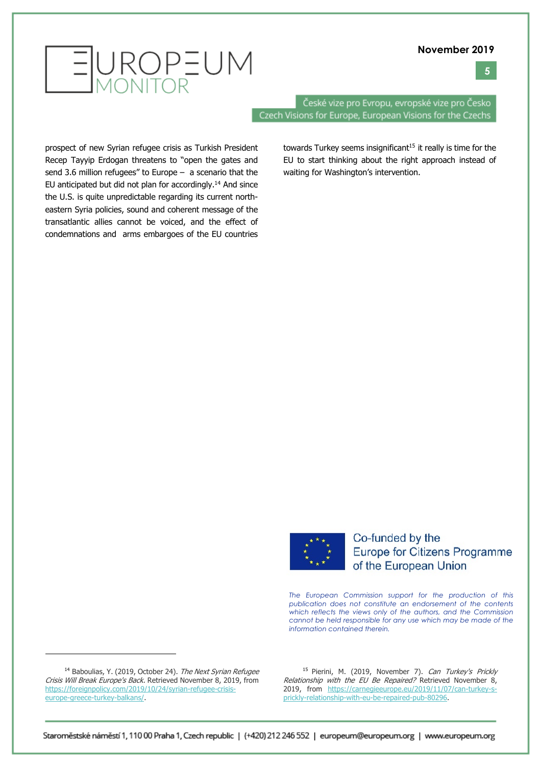prospect of new Syrian refugee crisis as Turkish President Recep Tayyip Erdogan threatens to "open the gates and send 3.6 million refugees" to Europe – a scenario that the EU anticipated but did not plan for accordingly.[14] And since the U.S. is quite unpredictable regarding its current north-eastern Syria policies, sound and coherent message of the transatlantic allies cannot be voiced, and the effect of condemnations and arms embargoes of the EU countries towards Turkey seems insignificant[15] it really is time for the EU to start thinking about the right approach instead of waiting for Washington's intervention.

Co-funded by the Europe for Citizens Programme of the European Union

*The European Commission support for the production of this publication does not constitute an endorsement of the contents which reflects the views only of the authors, and the Commission cannot be held responsible for any use which may be made of the information contained therein.*

---

[14] Baboulias, Y. (2019, October 24). *The Next Syrian Refugee Crisis Will Break Europe's Back.* Retrieved November 8, 2019, from https://foreignpolicy.com/2019/10/24/syrian-refugee-crisis-europe-greece-turkey-balkans/.

[15] Pierini, M. (2019, November 7). *Can Turkey's Prickly Relationship with the EU Be Repaired?* Retrieved November 8, 2019, from https://carnegieeurope.eu/2019/11/07/can-turkey-s-prickly-relationship-with-eu-be-repaired-pub-80296.